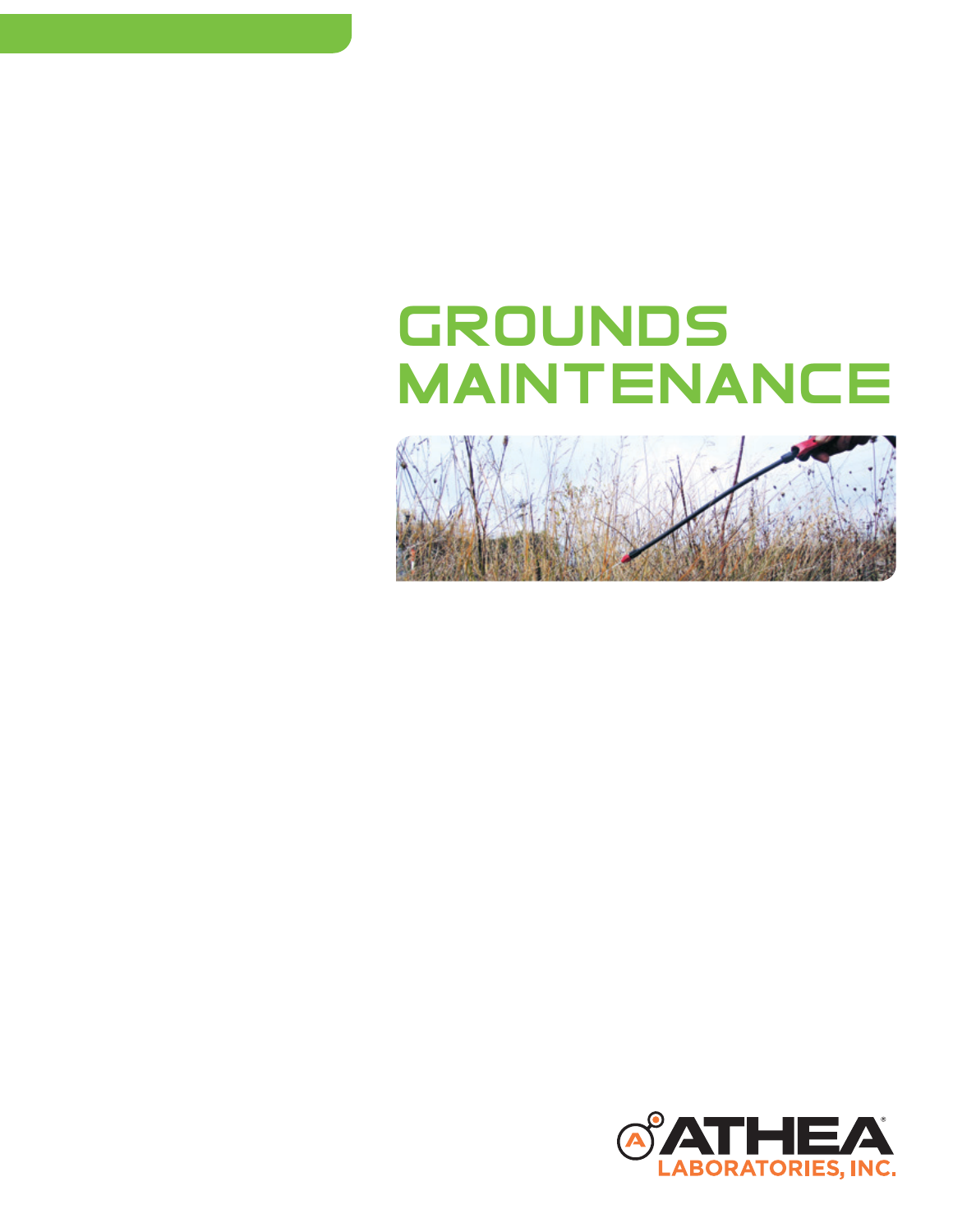# GROUNDS MAINTENANCE

ATHEA® LABORATORIES, INC.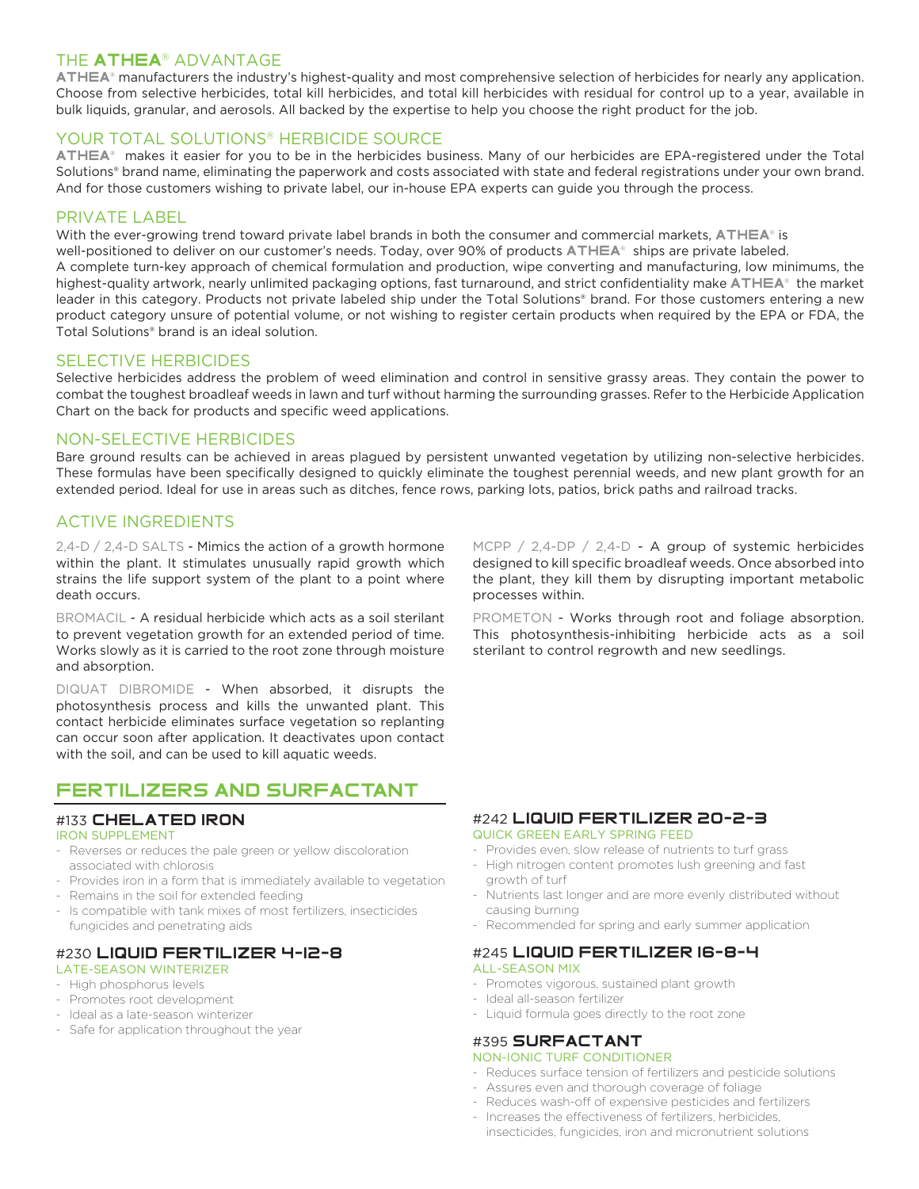## THE ATHEA® ADVANTAGE

ATHEA® manufacturers the industry's highest-quality and most comprehensive selection of herbicides for nearly any application. Choose from selective herbicides, total kill herbicides, and total kill herbicides with residual for control up to a year, available in bulk liquids, granular, and aerosols. All backed by the expertise to help you choose the right product for the job.

## YOUR TOTAL SOLUTIONS® HERBICIDE SOURCE

ATHEA® makes it easier for you to be in the herbicides business. Many of our herbicides are EPA-registered under the Total Solutions® brand name, eliminating the paperwork and costs associated with state and federal registrations under your own brand. And for those customers wishing to private label, our in-house EPA experts can guide you through the process.

## PRIVATE LABEL

With the ever-growing trend toward private label brands in both the consumer and commercial markets, ATHEA® is well-positioned to deliver on our customer's needs. Today, over 90% of products ATHEA® ships are private labeled.
A complete turn-key approach of chemical formulation and production, wipe converting and manufacturing, low minimums, the highest-quality artwork, nearly unlimited packaging options, fast turnaround, and strict confidentiality make ATHEA® the market leader in this category. Products not private labeled ship under the Total Solutions® brand. For those customers entering a new product category unsure of potential volume, or not wishing to register certain products when required by the EPA or FDA, the Total Solutions® brand is an ideal solution.

## SELECTIVE HERBICIDES

Selective herbicides address the problem of weed elimination and control in sensitive grassy areas. They contain the power to combat the toughest broadleaf weeds in lawn and turf without harming the surrounding grasses. Refer to the Herbicide Application Chart on the back for products and specific weed applications.

## NON-SELECTIVE HERBICIDES

Bare ground results can be achieved in areas plagued by persistent unwanted vegetation by utilizing non-selective herbicides. These formulas have been specifically designed to quickly eliminate the toughest perennial weeds, and new plant growth for an extended period. Ideal for use in areas such as ditches, fence rows, parking lots, patios, brick paths and railroad tracks.

## ACTIVE INGREDIENTS

2,4-D / 2,4-D SALTS - Mimics the action of a growth hormone within the plant. It stimulates unusually rapid growth which strains the life support system of the plant to a point where death occurs.

BROMACIL - A residual herbicide which acts as a soil sterilant to prevent vegetation growth for an extended period of time. Works slowly as it is carried to the root zone through moisture and absorption.

DIQUAT DIBROMIDE - When absorbed, it disrupts the photosynthesis process and kills the unwanted plant. This contact herbicide eliminates surface vegetation so replanting can occur soon after application. It deactivates upon contact with the soil, and can be used to kill aquatic weeds.

MCPP / 2,4-DP / 2,4-D - A group of systemic herbicides designed to kill specific broadleaf weeds. Once absorbed into the plant, they kill them by disrupting important metabolic processes within.

PROMETON - Works through root and foliage absorption. This photosynthesis-inhibiting herbicide acts as a soil sterilant to control regrowth and new seedlings.

# FERTILIZERS AND SURFACTANT

### #133 CHELATED IRON

IRON SUPPLEMENT

- Reverses or reduces the pale green or yellow discoloration associated with chlorosis
- Provides iron in a form that is immediately available to vegetation
- Remains in the soil for extended feeding
- Is compatible with tank mixes of most fertilizers, insecticides fungicides and penetrating aids

### #230 LIQUID FERTILIZER 4-12-8

LATE-SEASON WINTERIZER

- High phosphorus levels
- Promotes root development
- Ideal as a late-season winterizer
- Safe for application throughout the year

### #242 LIQUID FERTILIZER 20-2-3

QUICK GREEN EARLY SPRING FEED

- Provides even, slow release of nutrients to turf grass
- High nitrogen content promotes lush greening and fast growth of turf
- Nutrients last longer and are more evenly distributed without causing burning
- Recommended for spring and early summer application

### #245 LIQUID FERTILIZER 16-8-4

ALL-SEASON MIX

- Promotes vigorous, sustained plant growth
- Ideal all-season fertilizer
- Liquid formula goes directly to the root zone

### #395 SURFACTANT

NON-IONIC TURF CONDITIONER

- Reduces surface tension of fertilizers and pesticide solutions
- Assures even and thorough coverage of foliage
- Reduces wash-off of expensive pesticides and fertilizers
- Increases the effectiveness of fertilizers, herbicides, insecticides, fungicides, iron and micronutrient solutions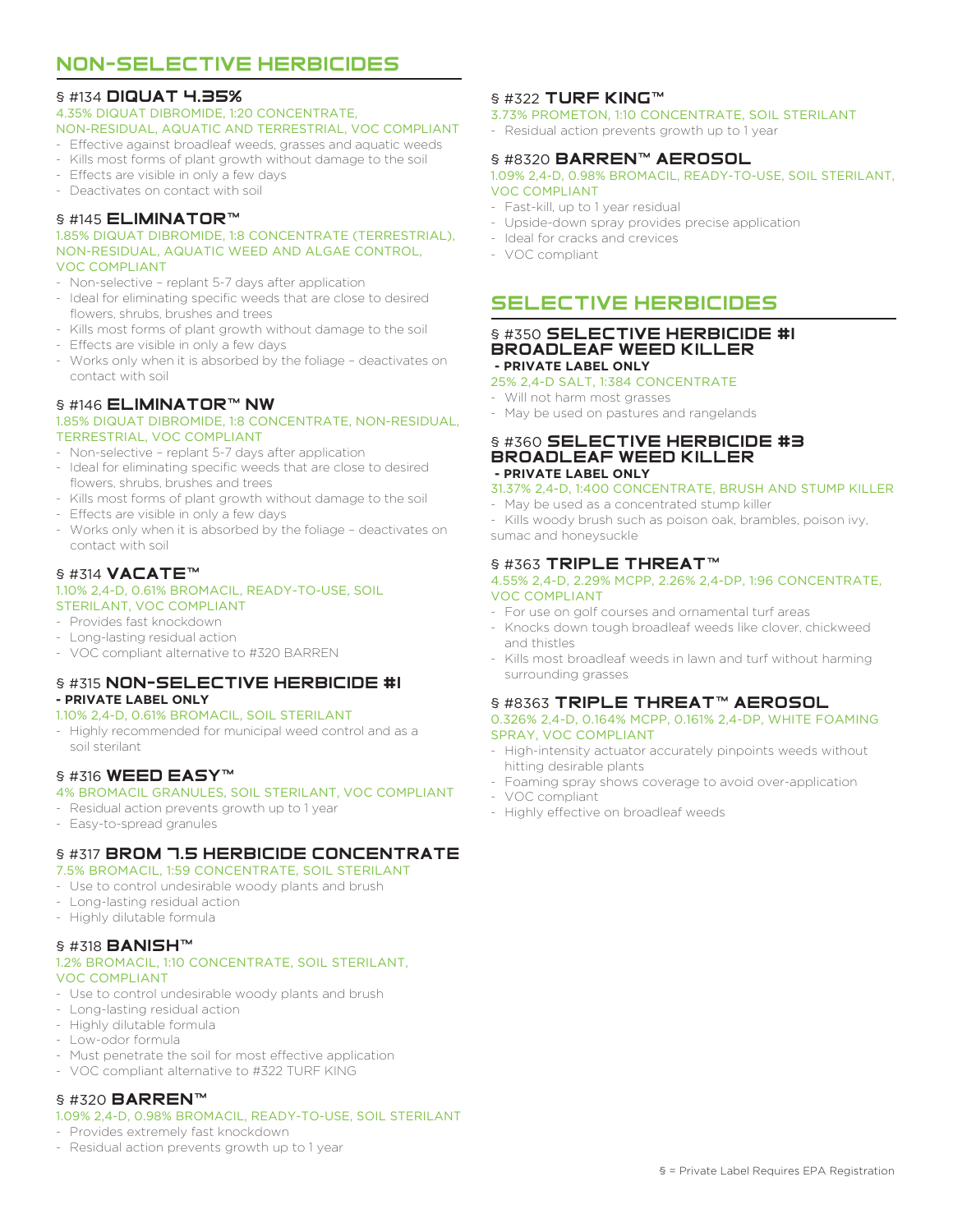# NON-SELECTIVE HERBICIDES

### § #134 DIQUAT 4.35%

4.35% DIQUAT DIBROMIDE, 1:20 CONCENTRATE, NON-RESIDUAL, AQUATIC AND TERRESTRIAL, VOC COMPLIANT

- Effective against broadleaf weeds, grasses and aquatic weeds
- Kills most forms of plant growth without damage to the soil
- Effects are visible in only a few days
- Deactivates on contact with soil

### § #145 ELIMINATOR™

1.85% DIQUAT DIBROMIDE, 1:8 CONCENTRATE (TERRESTRIAL), NON-RESIDUAL, AQUATIC WEED AND ALGAE CONTROL, VOC COMPLIANT

- Non-selective – replant 5-7 days after application
- Ideal for eliminating specific weeds that are close to desired flowers, shrubs, brushes and trees
- Kills most forms of plant growth without damage to the soil
- Effects are visible in only a few days
- Works only when it is absorbed by the foliage – deactivates on contact with soil

### § #146 ELIMINATOR™ NW

1.85% DIQUAT DIBROMIDE, 1:8 CONCENTRATE, NON-RESIDUAL, TERRESTRIAL, VOC COMPLIANT

- Non-selective – replant 5-7 days after application
- Ideal for eliminating specific weeds that are close to desired flowers, shrubs, brushes and trees
- Kills most forms of plant growth without damage to the soil
- Effects are visible in only a few days
- Works only when it is absorbed by the foliage – deactivates on contact with soil

### § #314 VACATE™

1.10% 2,4-D, 0.61% BROMACIL, READY-TO-USE, SOIL STERILANT, VOC COMPLIANT

- Provides fast knockdown
- Long-lasting residual action
- VOC compliant alternative to #320 BARREN

### § #315 NON-SELECTIVE HERBICIDE #1

**- PRIVATE LABEL ONLY**

1.10% 2,4-D, 0.61% BROMACIL, SOIL STERILANT

- Highly recommended for municipal weed control and as a soil sterilant

### § #316 WEED EASY™

4% BROMACIL GRANULES, SOIL STERILANT, VOC COMPLIANT

- Residual action prevents growth up to 1 year
- Easy-to-spread granules

### § #317 BROM 7.5 HERBICIDE CONCENTRATE

7.5% BROMACIL, 1:59 CONCENTRATE, SOIL STERILANT

- Use to control undesirable woody plants and brush
- Long-lasting residual action
- Highly dilutable formula

### § #318 BANISH™

1.2% BROMACIL, 1:10 CONCENTRATE, SOIL STERILANT, VOC COMPLIANT

- Use to control undesirable woody plants and brush
- Long-lasting residual action
- Highly dilutable formula
- Low-odor formula
- Must penetrate the soil for most effective application
- VOC compliant alternative to #322 TURF KING

### § #320 BARREN™

1.09% 2,4-D, 0.98% BROMACIL, READY-TO-USE, SOIL STERILANT

- Provides extremely fast knockdown
- Residual action prevents growth up to 1 year

### § #322 TURF KING™

3.73% PROMETON, 1:10 CONCENTRATE, SOIL STERILANT

- Residual action prevents growth up to 1 year

### § #8320 BARREN™ AEROSOL

1.09% 2,4-D, 0.98% BROMACIL, READY-TO-USE, SOIL STERILANT, VOC COMPLIANT

- Fast-kill, up to 1 year residual
- Upside-down spray provides precise application
- Ideal for cracks and crevices
- VOC compliant

# SELECTIVE HERBICIDES

### § #350 SELECTIVE HERBICIDE #1 BROADLEAF WEED KILLER

**- PRIVATE LABEL ONLY**

25% 2,4-D SALT, 1:384 CONCENTRATE

- Will not harm most grasses
- May be used on pastures and rangelands

### § #360 SELECTIVE HERBICIDE #3 BROADLEAF WEED KILLER

**- PRIVATE LABEL ONLY**

31.37% 2,4-D, 1:400 CONCENTRATE, BRUSH AND STUMP KILLER

- May be used as a concentrated stump killer
- Kills woody brush such as poison oak, brambles, poison ivy, sumac and honeysuckle

### § #363 TRIPLE THREAT™

4.55% 2,4-D, 2.29% MCPP, 2.26% 2,4-DP, 1:96 CONCENTRATE, VOC COMPLIANT

- For use on golf courses and ornamental turf areas
- Knocks down tough broadleaf weeds like clover, chickweed and thistles
- Kills most broadleaf weeds in lawn and turf without harming surrounding grasses

### § #8363 TRIPLE THREAT™ AEROSOL

0.326% 2,4-D, 0.164% MCPP, 0.161% 2,4-DP, WHITE FOAMING SPRAY, VOC COMPLIANT

- High-intensity actuator accurately pinpoints weeds without hitting desirable plants
- Foaming spray shows coverage to avoid over-application
- VOC compliant
- Highly effective on broadleaf weeds

§ = Private Label Requires EPA Registration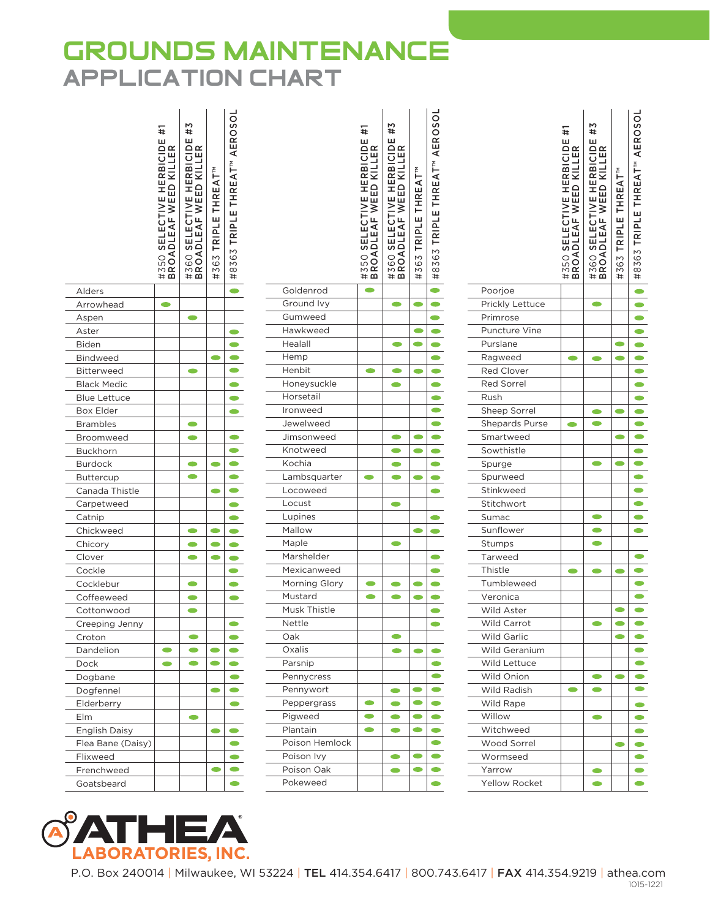# GROUNDS MAINTENANCE

## APPLICATION CHART

| | #350 SELECTIVE HERBICIDE #1 BROADLEAF WEED KILLER | #360 SELECTIVE HERBICIDE #3 BROADLEAF WEED KILLER | #363 TRIPLE THREAT™ | #8363 TRIPLE THREAT™ AEROSOL |
|---|---|---|---|---|
| Alders | | | | ● |
| Arrowhead | ● | | | |
| Aspen | | ● | | |
| Aster | | | | ● |
| Biden | | | | ● |
| Bindweed | | | ● | ● |
| Bitterweed | | ● | | ● |
| Black Medic | | | | ● |
| Blue Lettuce | | | | ● |
| Box Elder | | | | ● |
| Brambles | | ● | | |
| Broomweed | | ● | | ● |
| Buckhorn | | | | ● |
| Burdock | | ● | ● | ● |
| Buttercup | | ● | | ● |
| Canada Thistle | | | ● | ● |
| Carpetweed | | | | ● |
| Catnip | | | | ● |
| Chickweed | | ● | ● | ● |
| Chicory | | ● | ● | ● |
| Clover | | ● | ● | ● |
| Cockle | | | | ● |
| Cocklebur | | ● | | ● |
| Coffeeweed | | ● | | ● |
| Cottonwood | | ● | | |
| Creeping Jenny | | | | ● |
| Croton | | ● | | ● |
| Dandelion | ● | ● | ● | ● |
| Dock | ● | ● | ● | ● |
| Dogbane | | | | ● |
| Dogfennel | | | ● | ● |
| Elderberry | | | | ● |
| Elm | | ● | | |
| English Daisy | | | ● | ● |
| Flea Bane (Daisy) | | | | ● |
| Flixweed | | | | ● |
| Frenchweed | | | ● | ● |
| Goatsbeard | | | | ● |
| Goldenrod | ● | | | ● |
| Ground Ivy | | ● | ● | ● |
| Gumweed | | | | ● |
| Hawkweed | | | ● | ● |
| Healall | | ● | ● | ● |
| Hemp | | | | ● |
| Henbit | ● | ● | ● | ● |
| Honeysuckle | | ● | | ● |
| Horsetail | | | | ● |
| Ironweed | | | | ● |
| Jewelweed | | | | ● |
| Jimsonweed | | ● | ● | ● |
| Knotweed | | ● | ● | ● |
| Kochia | | ● | | ● |
| Lambsquarter | ● | ● | ● | ● |
| Locoweed | | | | ● |
| Locust | | ● | | |
| Lupines | | | | ● |
| Mallow | | | ● | ● |
| Maple | | ● | | |
| Marshelder | | | | ● |
| Mexicanweed | | | | ● |
| Morning Glory | ● | ● | ● | ● |
| Mustard | ● | ● | ● | ● |
| Musk Thistle | | | | ● |
| Nettle | | | | ● |
| Oak | | ● | | |
| Oxalis | | ● | ● | ● |
| Parsnip | | | | ● |
| Pennycress | | | | ● |
| Pennywort | | ● | ● | ● |
| Peppergrass | ● | ● | ● | ● |
| Pigweed | ● | ● | ● | ● |
| Plantain | ● | ● | ● | ● |
| Poison Hemlock | | | | ● |
| Poison Ivy | | ● | ● | ● |
| Poison Oak | | ● | ● | ● |
| Pokeweed | | | | ● |
| Poorjoe | | | | ● |
| Prickly Lettuce | | ● | | ● |
| Primrose | | | | ● |
| Puncture Vine | | | | ● |
| Purslane | | | ● | ● |
| Ragweed | ● | ● | ● | ● |
| Red Clover | | | | ● |
| Red Sorrel | | | | ● |
| Rush | | | | ● |
| Sheep Sorrel | | ● | ● | ● |
| Shepards Purse | ● | ● | | ● |
| Smartweed | | | ● | ● |
| Sowthistle | | | | ● |
| Spurge | | ● | ● | ● |
| Spurweed | | | | ● |
| Stinkweed | | | | ● |
| Stitchwort | | | | ● |
| Sumac | | ● | | ● |
| Sunflower | | ● | | ● |
| Stumps | | ● | | |
| Tarweed | | | | ● |
| Thistle | ● | ● | ● | ● |
| Tumbleweed | | | | ● |
| Veronica | | | | ● |
| Wild Aster | | | ● | ● |
| Wild Carrot | | ● | ● | ● |
| Wild Garlic | | | ● | ● |
| Wild Geranium | | | | ● |
| Wild Lettuce | | | | ● |
| Wild Onion | | ● | ● | ● |
| Wild Radish | ● | ● | | ● |
| Wild Rape | | | | ● |
| Willow | | ● | | ● |
| Witchweed | | | | ● |
| Wood Sorrel | | | ● | ● |
| Wormseed | | | | ● |
| Yarrow | | ● | | ● |
| Yellow Rocket | | ● | | ● |

ATHEA® LABORATORIES, INC.

P.O. Box 240014 | Milwaukee, WI 53224 | **TEL** 414.354.6417 | 800.743.6417 | **FAX** 414.354.9219 | athea.com

1015-1221